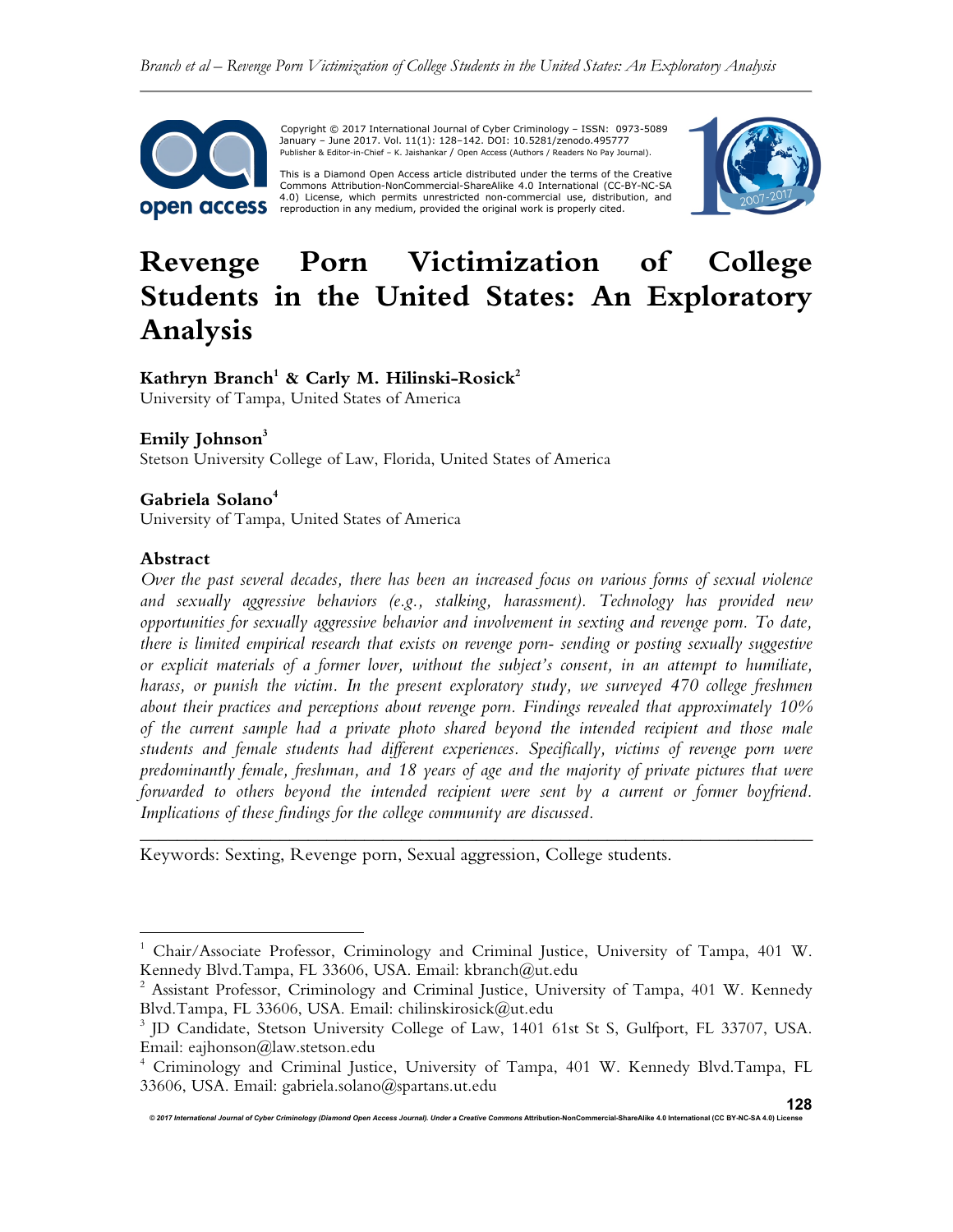Copyright © 2017 International Journal of Cyber Criminology – ISSN: 0973-5089 January – June 2017. Vol. 11(1): 128–142. DOI: 10.5281/zenodo.495777
Publisher & Editor-in-Chief – K. Jaishankar / Open Access (Authors / Readers No Pay Journal).

This is a Diamond Open Access article distributed under the terms of the Creative Commons Attribution-NonCommercial-ShareAlike 4.0 International (CC-BY-NC-SA 4.0) License, which permits unrestricted non-commercial use, distribution, and reproduction in any medium, provided the original work is properly cited.

# Revenge Porn Victimization of College Students in the United States: An Exploratory Analysis

**Kathryn Branch[1] & Carly M. Hilinski-Rosick[2]**
University of Tampa, United States of America

**Emily Johnson[3]**
Stetson University College of Law, Florida, United States of America

**Gabriela Solano[4]**
University of Tampa, United States of America

## Abstract

*Over the past several decades, there has been an increased focus on various forms of sexual violence and sexually aggressive behaviors (e.g., stalking, harassment). Technology has provided new opportunities for sexually aggressive behavior and involvement in sexting and revenge porn. To date, there is limited empirical research that exists on revenge porn- sending or posting sexually suggestive or explicit materials of a former lover, without the subject's consent, in an attempt to humiliate, harass, or punish the victim. In the present exploratory study, we surveyed 470 college freshmen about their practices and perceptions about revenge porn. Findings revealed that approximately 10% of the current sample had a private photo shared beyond the intended recipient and those male students and female students had different experiences. Specifically, victims of revenge porn were predominantly female, freshman, and 18 years of age and the majority of private pictures that were forwarded to others beyond the intended recipient were sent by a current or former boyfriend. Implications of these findings for the college community are discussed.*

---

Keywords: Sexting, Revenge porn, Sexual aggression, College students.

---

[1] Chair/Associate Professor, Criminology and Criminal Justice, University of Tampa, 401 W. Kennedy Blvd.Tampa, FL 33606, USA. Email: kbranch@ut.edu

[2] Assistant Professor, Criminology and Criminal Justice, University of Tampa, 401 W. Kennedy Blvd.Tampa, FL 33606, USA. Email: chilinskirosick@ut.edu

[3] JD Candidate, Stetson University College of Law, 1401 61st St S, Gulfport, FL 33707, USA. Email: eajhonson@law.stetson.edu

[4] Criminology and Criminal Justice, University of Tampa, 401 W. Kennedy Blvd.Tampa, FL 33606, USA. Email: gabriela.solano@spartans.ut.edu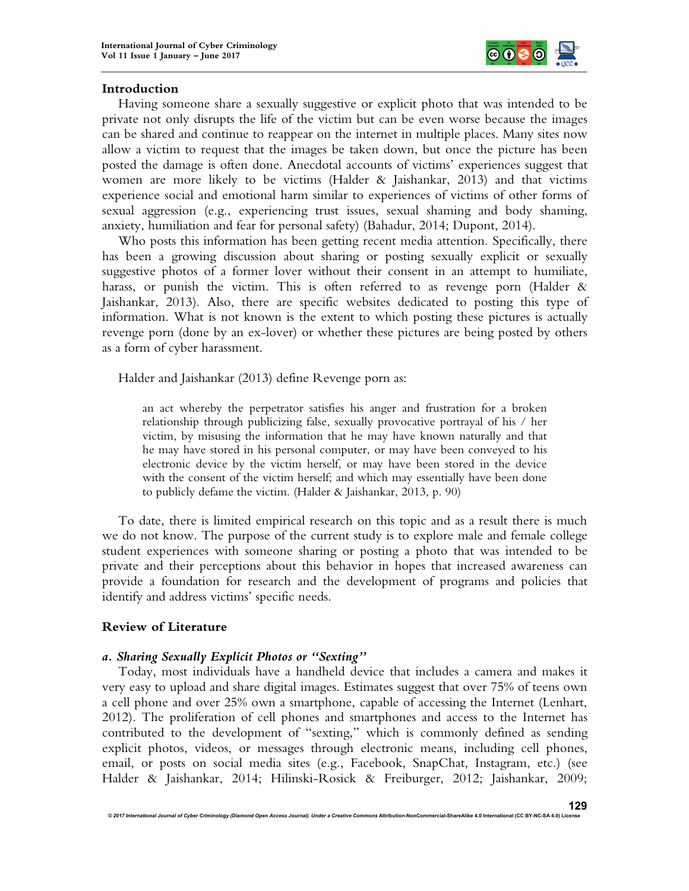## Introduction

Having someone share a sexually suggestive or explicit photo that was intended to be private not only disrupts the life of the victim but can be even worse because the images can be shared and continue to reappear on the internet in multiple places. Many sites now allow a victim to request that the images be taken down, but once the picture has been posted the damage is often done. Anecdotal accounts of victims' experiences suggest that women are more likely to be victims (Halder & Jaishankar, 2013) and that victims experience social and emotional harm similar to experiences of victims of other forms of sexual aggression (e.g., experiencing trust issues, sexual shaming and body shaming, anxiety, humiliation and fear for personal safety) (Bahadur, 2014; Dupont, 2014).

Who posts this information has been getting recent media attention. Specifically, there has been a growing discussion about sharing or posting sexually explicit or sexually suggestive photos of a former lover without their consent in an attempt to humiliate, harass, or punish the victim. This is often referred to as revenge porn (Halder & Jaishankar, 2013). Also, there are specific websites dedicated to posting this type of information. What is not known is the extent to which posting these pictures is actually revenge porn (done by an ex-lover) or whether these pictures are being posted by others as a form of cyber harassment.

Halder and Jaishankar (2013) define Revenge porn as:

> an act whereby the perpetrator satisfies his anger and frustration for a broken relationship through publicizing false, sexually provocative portrayal of his / her victim, by misusing the information that he may have known naturally and that he may have stored in his personal computer, or may have been conveyed to his electronic device by the victim herself, or may have been stored in the device with the consent of the victim herself; and which may essentially have been done to publicly defame the victim. (Halder & Jaishankar, 2013, p. 90)

To date, there is limited empirical research on this topic and as a result there is much we do not know. The purpose of the current study is to explore male and female college student experiences with someone sharing or posting a photo that was intended to be private and their perceptions about this behavior in hopes that increased awareness can provide a foundation for research and the development of programs and policies that identify and address victims' specific needs.

## Review of Literature

### *a. Sharing Sexually Explicit Photos or "Sexting"*

Today, most individuals have a handheld device that includes a camera and makes it very easy to upload and share digital images. Estimates suggest that over 75% of teens own a cell phone and over 25% own a smartphone, capable of accessing the Internet (Lenhart, 2012). The proliferation of cell phones and smartphones and access to the Internet has contributed to the development of "sexting," which is commonly defined as sending explicit photos, videos, or messages through electronic means, including cell phones, email, or posts on social media sites (e.g., Facebook, SnapChat, Instagram, etc.) (see Halder & Jaishankar, 2014; Hilinski-Rosick & Freiburger, 2012; Jaishankar, 2009;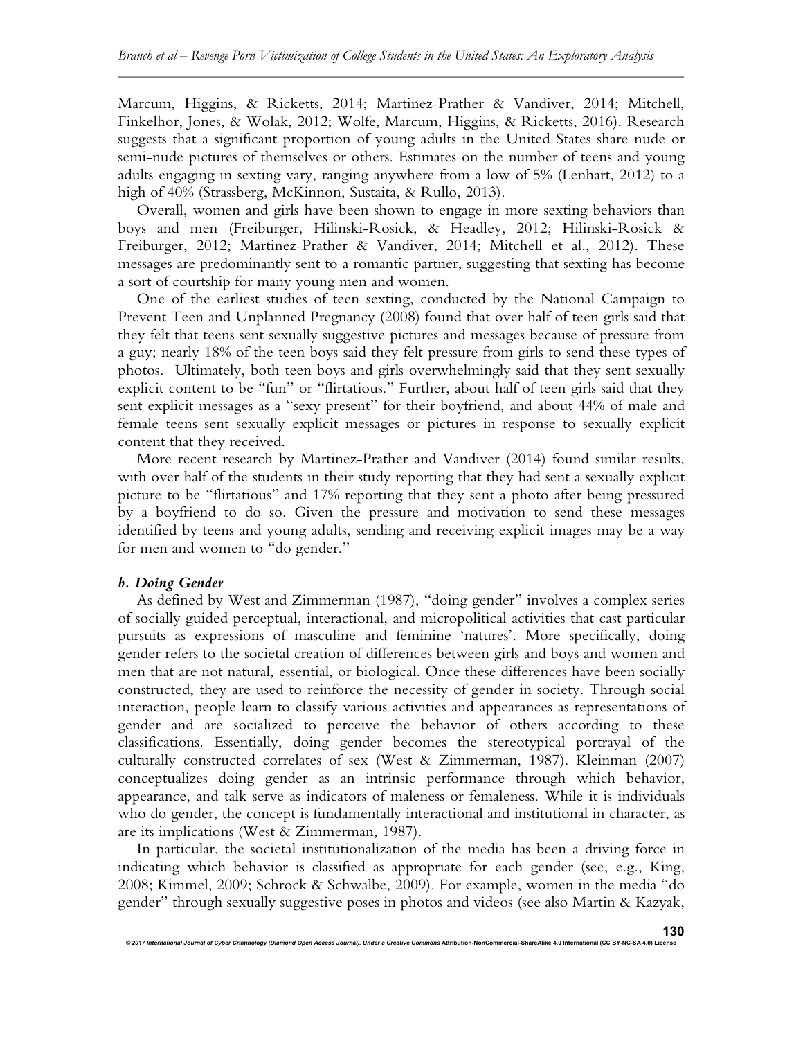Marcum, Higgins, & Ricketts, 2014; Martinez-Prather & Vandiver, 2014; Mitchell, Finkelhor, Jones, & Wolak, 2012; Wolfe, Marcum, Higgins, & Ricketts, 2016). Research suggests that a significant proportion of young adults in the United States share nude or semi-nude pictures of themselves or others. Estimates on the number of teens and young adults engaging in sexting vary, ranging anywhere from a low of 5% (Lenhart, 2012) to a high of 40% (Strassberg, McKinnon, Sustaita, & Rullo, 2013).

Overall, women and girls have been shown to engage in more sexting behaviors than boys and men (Freiburger, Hilinski-Rosick, & Headley, 2012; Hilinski-Rosick & Freiburger, 2012; Martinez-Prather & Vandiver, 2014; Mitchell et al., 2012). These messages are predominantly sent to a romantic partner, suggesting that sexting has become a sort of courtship for many young men and women.

One of the earliest studies of teen sexting, conducted by the National Campaign to Prevent Teen and Unplanned Pregnancy (2008) found that over half of teen girls said that they felt that teens sent sexually suggestive pictures and messages because of pressure from a guy; nearly 18% of the teen boys said they felt pressure from girls to send these types of photos. Ultimately, both teen boys and girls overwhelmingly said that they sent sexually explicit content to be "fun" or "flirtatious." Further, about half of teen girls said that they sent explicit messages as a "sexy present" for their boyfriend, and about 44% of male and female teens sent sexually explicit messages or pictures in response to sexually explicit content that they received.

More recent research by Martinez-Prather and Vandiver (2014) found similar results, with over half of the students in their study reporting that they had sent a sexually explicit picture to be "flirtatious" and 17% reporting that they sent a photo after being pressured by a boyfriend to do so. Given the pressure and motivation to send these messages identified by teens and young adults, sending and receiving explicit images may be a way for men and women to "do gender."

### *b. Doing Gender*

As defined by West and Zimmerman (1987), "doing gender" involves a complex series of socially guided perceptual, interactional, and micropolitical activities that cast particular pursuits as expressions of masculine and feminine 'natures'. More specifically, doing gender refers to the societal creation of differences between girls and boys and women and men that are not natural, essential, or biological. Once these differences have been socially constructed, they are used to reinforce the necessity of gender in society. Through social interaction, people learn to classify various activities and appearances as representations of gender and are socialized to perceive the behavior of others according to these classifications. Essentially, doing gender becomes the stereotypical portrayal of the culturally constructed correlates of sex (West & Zimmerman, 1987). Kleinman (2007) conceptualizes doing gender as an intrinsic performance through which behavior, appearance, and talk serve as indicators of maleness or femaleness. While it is individuals who do gender, the concept is fundamentally interactional and institutional in character, as are its implications (West & Zimmerman, 1987).

In particular, the societal institutionalization of the media has been a driving force in indicating which behavior is classified as appropriate for each gender (see, e.g., King, 2008; Kimmel, 2009; Schrock & Schwalbe, 2009). For example, women in the media "do gender" through sexually suggestive poses in photos and videos (see also Martin & Kazyak,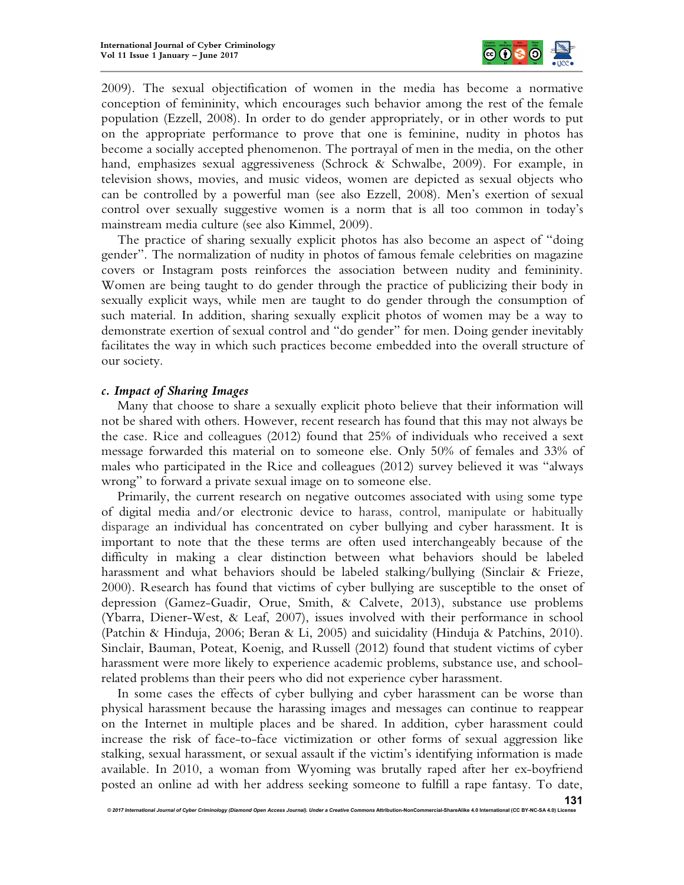2009). The sexual objectification of women in the media has become a normative conception of femininity, which encourages such behavior among the rest of the female population (Ezzell, 2008). In order to do gender appropriately, or in other words to put on the appropriate performance to prove that one is feminine, nudity in photos has become a socially accepted phenomenon. The portrayal of men in the media, on the other hand, emphasizes sexual aggressiveness (Schrock & Schwalbe, 2009). For example, in television shows, movies, and music videos, women are depicted as sexual objects who can be controlled by a powerful man (see also Ezzell, 2008). Men's exertion of sexual control over sexually suggestive women is a norm that is all too common in today's mainstream media culture (see also Kimmel, 2009).

The practice of sharing sexually explicit photos has also become an aspect of "doing gender". The normalization of nudity in photos of famous female celebrities on magazine covers or Instagram posts reinforces the association between nudity and femininity. Women are being taught to do gender through the practice of publicizing their body in sexually explicit ways, while men are taught to do gender through the consumption of such material. In addition, sharing sexually explicit photos of women may be a way to demonstrate exertion of sexual control and "do gender" for men. Doing gender inevitably facilitates the way in which such practices become embedded into the overall structure of our society.

### *c. Impact of Sharing Images*

Many that choose to share a sexually explicit photo believe that their information will not be shared with others. However, recent research has found that this may not always be the case. Rice and colleagues (2012) found that 25% of individuals who received a sext message forwarded this material on to someone else. Only 50% of females and 33% of males who participated in the Rice and colleagues (2012) survey believed it was "always wrong" to forward a private sexual image on to someone else.

Primarily, the current research on negative outcomes associated with using some type of digital media and/or electronic device to harass, control, manipulate or habitually disparage an individual has concentrated on cyber bullying and cyber harassment. It is important to note that the these terms are often used interchangeably because of the difficulty in making a clear distinction between what behaviors should be labeled harassment and what behaviors should be labeled stalking/bullying (Sinclair & Frieze, 2000). Research has found that victims of cyber bullying are susceptible to the onset of depression (Gamez-Guadir, Orue, Smith, & Calvete, 2013), substance use problems (Ybarra, Diener-West, & Leaf, 2007), issues involved with their performance in school (Patchin & Hinduja, 2006; Beran & Li, 2005) and suicidality (Hinduja & Patchins, 2010). Sinclair, Bauman, Poteat, Koenig, and Russell (2012) found that student victims of cyber harassment were more likely to experience academic problems, substance use, and school-related problems than their peers who did not experience cyber harassment.

In some cases the effects of cyber bullying and cyber harassment can be worse than physical harassment because the harassing images and messages can continue to reappear on the Internet in multiple places and be shared. In addition, cyber harassment could increase the risk of face-to-face victimization or other forms of sexual aggression like stalking, sexual harassment, or sexual assault if the victim's identifying information is made available. In 2010, a woman from Wyoming was brutally raped after her ex-boyfriend posted an online ad with her address seeking someone to fulfill a rape fantasy. To date,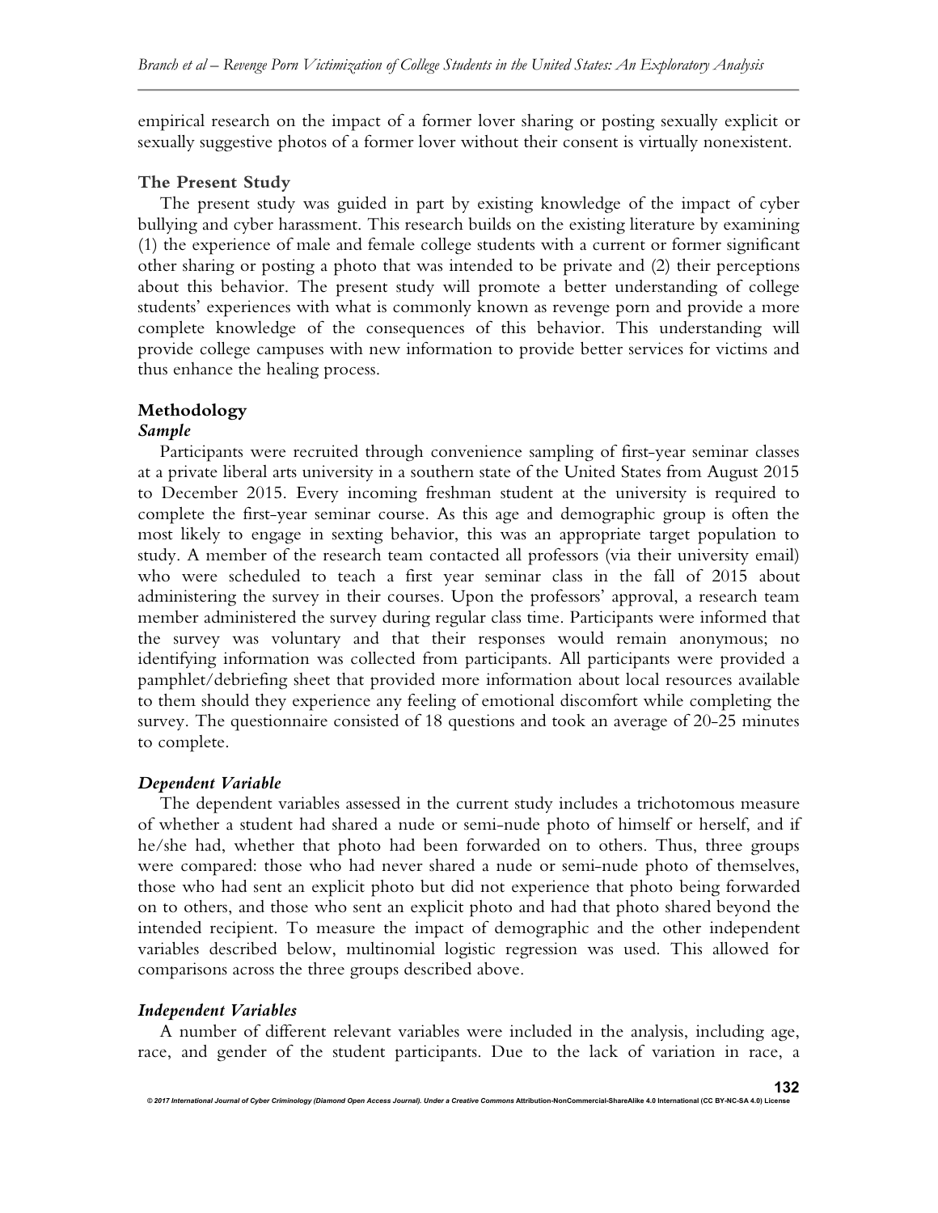empirical research on the impact of a former lover sharing or posting sexually explicit or sexually suggestive photos of a former lover without their consent is virtually nonexistent.

### The Present Study

The present study was guided in part by existing knowledge of the impact of cyber bullying and cyber harassment. This research builds on the existing literature by examining (1) the experience of male and female college students with a current or former significant other sharing or posting a photo that was intended to be private and (2) their perceptions about this behavior. The present study will promote a better understanding of college students' experiences with what is commonly known as revenge porn and provide a more complete knowledge of the consequences of this behavior. This understanding will provide college campuses with new information to provide better services for victims and thus enhance the healing process.

## Methodology

### *Sample*

Participants were recruited through convenience sampling of first-year seminar classes at a private liberal arts university in a southern state of the United States from August 2015 to December 2015. Every incoming freshman student at the university is required to complete the first-year seminar course. As this age and demographic group is often the most likely to engage in sexting behavior, this was an appropriate target population to study. A member of the research team contacted all professors (via their university email) who were scheduled to teach a first year seminar class in the fall of 2015 about administering the survey in their courses. Upon the professors' approval, a research team member administered the survey during regular class time. Participants were informed that the survey was voluntary and that their responses would remain anonymous; no identifying information was collected from participants. All participants were provided a pamphlet/debriefing sheet that provided more information about local resources available to them should they experience any feeling of emotional discomfort while completing the survey. The questionnaire consisted of 18 questions and took an average of 20-25 minutes to complete.

### *Dependent Variable*

The dependent variables assessed in the current study includes a trichotomous measure of whether a student had shared a nude or semi-nude photo of himself or herself, and if he/she had, whether that photo had been forwarded on to others. Thus, three groups were compared: those who had never shared a nude or semi-nude photo of themselves, those who had sent an explicit photo but did not experience that photo being forwarded on to others, and those who sent an explicit photo and had that photo shared beyond the intended recipient. To measure the impact of demographic and the other independent variables described below, multinomial logistic regression was used. This allowed for comparisons across the three groups described above.

### *Independent Variables*

A number of different relevant variables were included in the analysis, including age, race, and gender of the student participants. Due to the lack of variation in race, a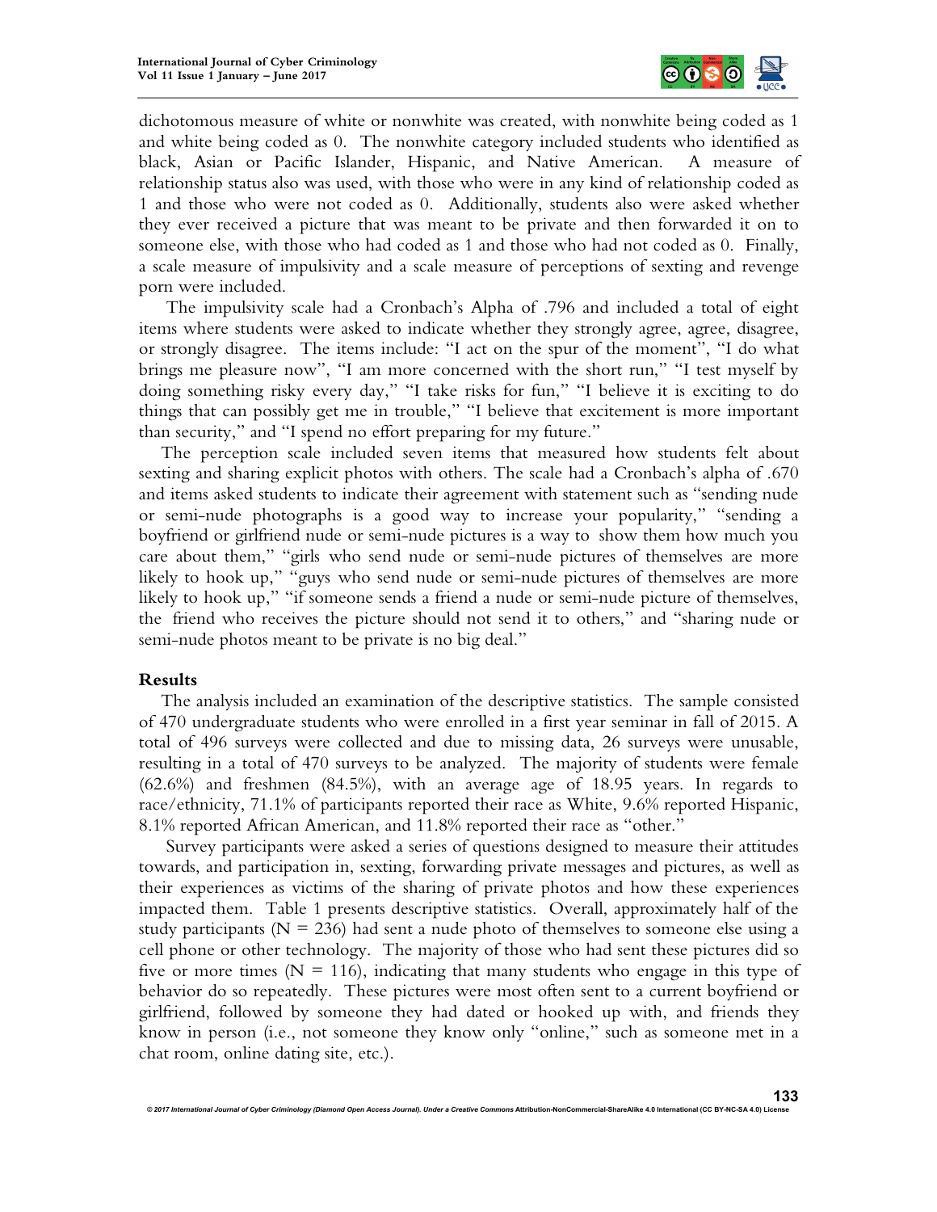dichotomous measure of white or nonwhite was created, with nonwhite being coded as 1 and white being coded as 0. The nonwhite category included students who identified as black, Asian or Pacific Islander, Hispanic, and Native American. A measure of relationship status also was used, with those who were in any kind of relationship coded as 1 and those who were not coded as 0. Additionally, students also were asked whether they ever received a picture that was meant to be private and then forwarded it on to someone else, with those who had coded as 1 and those who had not coded as 0. Finally, a scale measure of impulsivity and a scale measure of perceptions of sexting and revenge porn were included.

The impulsivity scale had a Cronbach's Alpha of .796 and included a total of eight items where students were asked to indicate whether they strongly agree, agree, disagree, or strongly disagree. The items include: "I act on the spur of the moment", "I do what brings me pleasure now", "I am more concerned with the short run," "I test myself by doing something risky every day," "I take risks for fun," "I believe it is exciting to do things that can possibly get me in trouble," "I believe that excitement is more important than security," and "I spend no effort preparing for my future."

The perception scale included seven items that measured how students felt about sexting and sharing explicit photos with others. The scale had a Cronbach's alpha of .670 and items asked students to indicate their agreement with statement such as "sending nude or semi-nude photographs is a good way to increase your popularity," "sending a boyfriend or girlfriend nude or semi-nude pictures is a way to show them how much you care about them," "girls who send nude or semi-nude pictures of themselves are more likely to hook up," "guys who send nude or semi-nude pictures of themselves are more likely to hook up," "if someone sends a friend a nude or semi-nude picture of themselves, the friend who receives the picture should not send it to others," and "sharing nude or semi-nude photos meant to be private is no big deal."

## Results

The analysis included an examination of the descriptive statistics. The sample consisted of 470 undergraduate students who were enrolled in a first year seminar in fall of 2015. A total of 496 surveys were collected and due to missing data, 26 surveys were unusable, resulting in a total of 470 surveys to be analyzed. The majority of students were female (62.6%) and freshmen (84.5%), with an average age of 18.95 years. In regards to race/ethnicity, 71.1% of participants reported their race as White, 9.6% reported Hispanic, 8.1% reported African American, and 11.8% reported their race as "other."

Survey participants were asked a series of questions designed to measure their attitudes towards, and participation in, sexting, forwarding private messages and pictures, as well as their experiences as victims of the sharing of private photos and how these experiences impacted them. Table 1 presents descriptive statistics. Overall, approximately half of the study participants (N = 236) had sent a nude photo of themselves to someone else using a cell phone or other technology. The majority of those who had sent these pictures did so five or more times (N = 116), indicating that many students who engage in this type of behavior do so repeatedly. These pictures were most often sent to a current boyfriend or girlfriend, followed by someone they had dated or hooked up with, and friends they know in person (i.e., not someone they know only "online," such as someone met in a chat room, online dating site, etc.).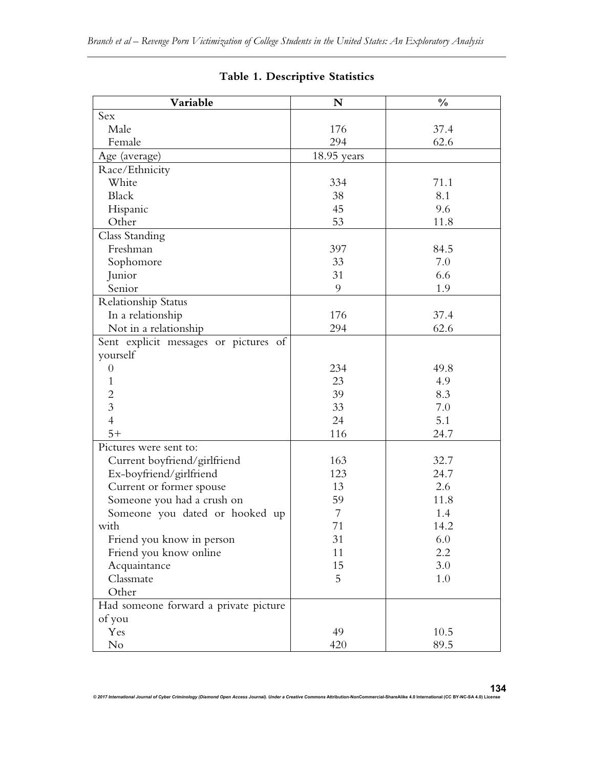**Table 1. Descriptive Statistics**

| Variable | N | % |
|---|---|---|
| Sex | | |
| Male | 176 | 37.4 |
| Female | 294 | 62.6 |
| Age (average) | 18.95 years | |
| Race/Ethnicity | | |
| White | 334 | 71.1 |
| Black | 38 | 8.1 |
| Hispanic | 45 | 9.6 |
| Other | 53 | 11.8 |
| Class Standing | | |
| Freshman | 397 | 84.5 |
| Sophomore | 33 | 7.0 |
| Junior | 31 | 6.6 |
| Senior | 9 | 1.9 |
| Relationship Status | | |
| In a relationship | 176 | 37.4 |
| Not in a relationship | 294 | 62.6 |
| Sent explicit messages or pictures of yourself | | |
| 0 | 234 | 49.8 |
| 1 | 23 | 4.9 |
| 2 | 39 | 8.3 |
| 3 | 33 | 7.0 |
| 4 | 24 | 5.1 |
| 5+ | 116 | 24.7 |
| Pictures were sent to: | | |
| Current boyfriend/girlfriend | 163 | 32.7 |
| Ex-boyfriend/girlfriend | 123 | 24.7 |
| Current or former spouse | 13 | 2.6 |
| Someone you had a crush on | 59 | 11.8 |
| Someone you dated or hooked up | 7 | 1.4 |
| with | 71 | 14.2 |
| Friend you know in person | 31 | 6.0 |
| Friend you know online | 11 | 2.2 |
| Acquaintance | 15 | 3.0 |
| Classmate | 5 | 1.0 |
| Other | | |
| Had someone forward a private picture of you | | |
| Yes | 49 | 10.5 |
| No | 420 | 89.5 |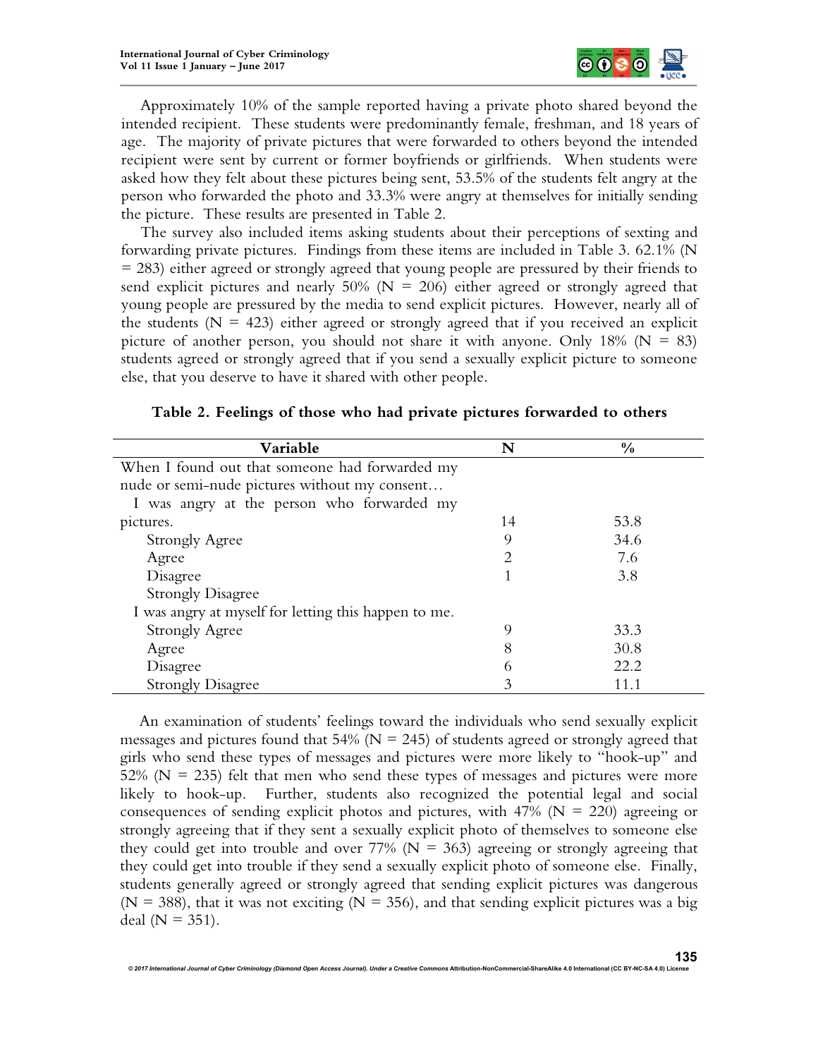Approximately 10% of the sample reported having a private photo shared beyond the intended recipient. These students were predominantly female, freshman, and 18 years of age. The majority of private pictures that were forwarded to others beyond the intended recipient were sent by current or former boyfriends or girlfriends. When students were asked how they felt about these pictures being sent, 53.5% of the students felt angry at the person who forwarded the photo and 33.3% were angry at themselves for initially sending the picture. These results are presented in Table 2.

The survey also included items asking students about their perceptions of sexting and forwarding private pictures. Findings from these items are included in Table 3. 62.1% (N = 283) either agreed or strongly agreed that young people are pressured by their friends to send explicit pictures and nearly 50% (N = 206) either agreed or strongly agreed that young people are pressured by the media to send explicit pictures. However, nearly all of the students (N = 423) either agreed or strongly agreed that if you received an explicit picture of another person, you should not share it with anyone. Only 18% (N = 83) students agreed or strongly agreed that if you send a sexually explicit picture to someone else, that you deserve to have it shared with other people.

**Table 2. Feelings of those who had private pictures forwarded to others**

| Variable | N | % |
|---|---|---|
| When I found out that someone had forwarded my nude or semi-nude pictures without my consent… | | |
| I was angry at the person who forwarded my pictures. | 14 | 53.8 |
| Strongly Agree | 9 | 34.6 |
| Agree | 2 | 7.6 |
| Disagree | 1 | 3.8 |
| Strongly Disagree | | |
| I was angry at myself for letting this happen to me. | | |
| Strongly Agree | 9 | 33.3 |
| Agree | 8 | 30.8 |
| Disagree | 6 | 22.2 |
| Strongly Disagree | 3 | 11.1 |

An examination of students' feelings toward the individuals who send sexually explicit messages and pictures found that 54% (N = 245) of students agreed or strongly agreed that girls who send these types of messages and pictures were more likely to "hook-up" and 52% (N = 235) felt that men who send these types of messages and pictures were more likely to hook-up. Further, students also recognized the potential legal and social consequences of sending explicit photos and pictures, with 47% (N = 220) agreeing or strongly agreeing that if they sent a sexually explicit photo of themselves to someone else they could get into trouble and over 77% (N = 363) agreeing or strongly agreeing that they could get into trouble if they send a sexually explicit photo of someone else. Finally, students generally agreed or strongly agreed that sending explicit pictures was dangerous (N = 388), that it was not exciting (N = 356), and that sending explicit pictures was a big deal (N = 351).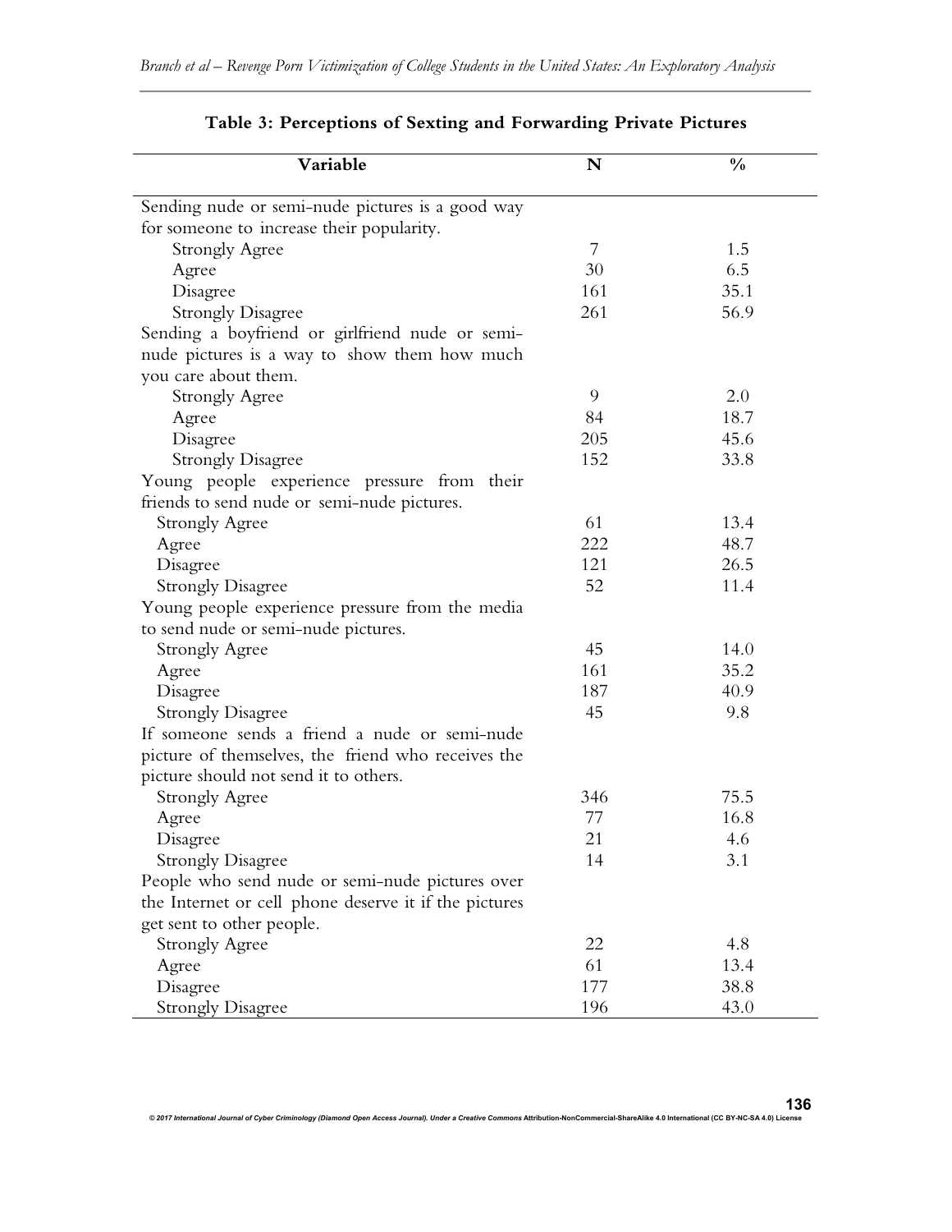**Table 3: Perceptions of Sexting and Forwarding Private Pictures**

| Variable | N | % |
|---|---|---|
| Sending nude or semi-nude pictures is a good way for someone to increase their popularity. | | |
| Strongly Agree | 7 | 1.5 |
| Agree | 30 | 6.5 |
| Disagree | 161 | 35.1 |
| Strongly Disagree | 261 | 56.9 |
| Sending a boyfriend or girlfriend nude or semi-nude pictures is a way to show them how much you care about them. | | |
| Strongly Agree | 9 | 2.0 |
| Agree | 84 | 18.7 |
| Disagree | 205 | 45.6 |
| Strongly Disagree | 152 | 33.8 |
| Young people experience pressure from their friends to send nude or semi-nude pictures. | | |
| Strongly Agree | 61 | 13.4 |
| Agree | 222 | 48.7 |
| Disagree | 121 | 26.5 |
| Strongly Disagree | 52 | 11.4 |
| Young people experience pressure from the media to send nude or semi-nude pictures. | | |
| Strongly Agree | 45 | 14.0 |
| Agree | 161 | 35.2 |
| Disagree | 187 | 40.9 |
| Strongly Disagree | 45 | 9.8 |
| If someone sends a friend a nude or semi-nude picture of themselves, the friend who receives the picture should not send it to others. | | |
| Strongly Agree | 346 | 75.5 |
| Agree | 77 | 16.8 |
| Disagree | 21 | 4.6 |
| Strongly Disagree | 14 | 3.1 |
| People who send nude or semi-nude pictures over the Internet or cell phone deserve it if the pictures get sent to other people. | | |
| Strongly Agree | 22 | 4.8 |
| Agree | 61 | 13.4 |
| Disagree | 177 | 38.8 |
| Strongly Disagree | 196 | 43.0 |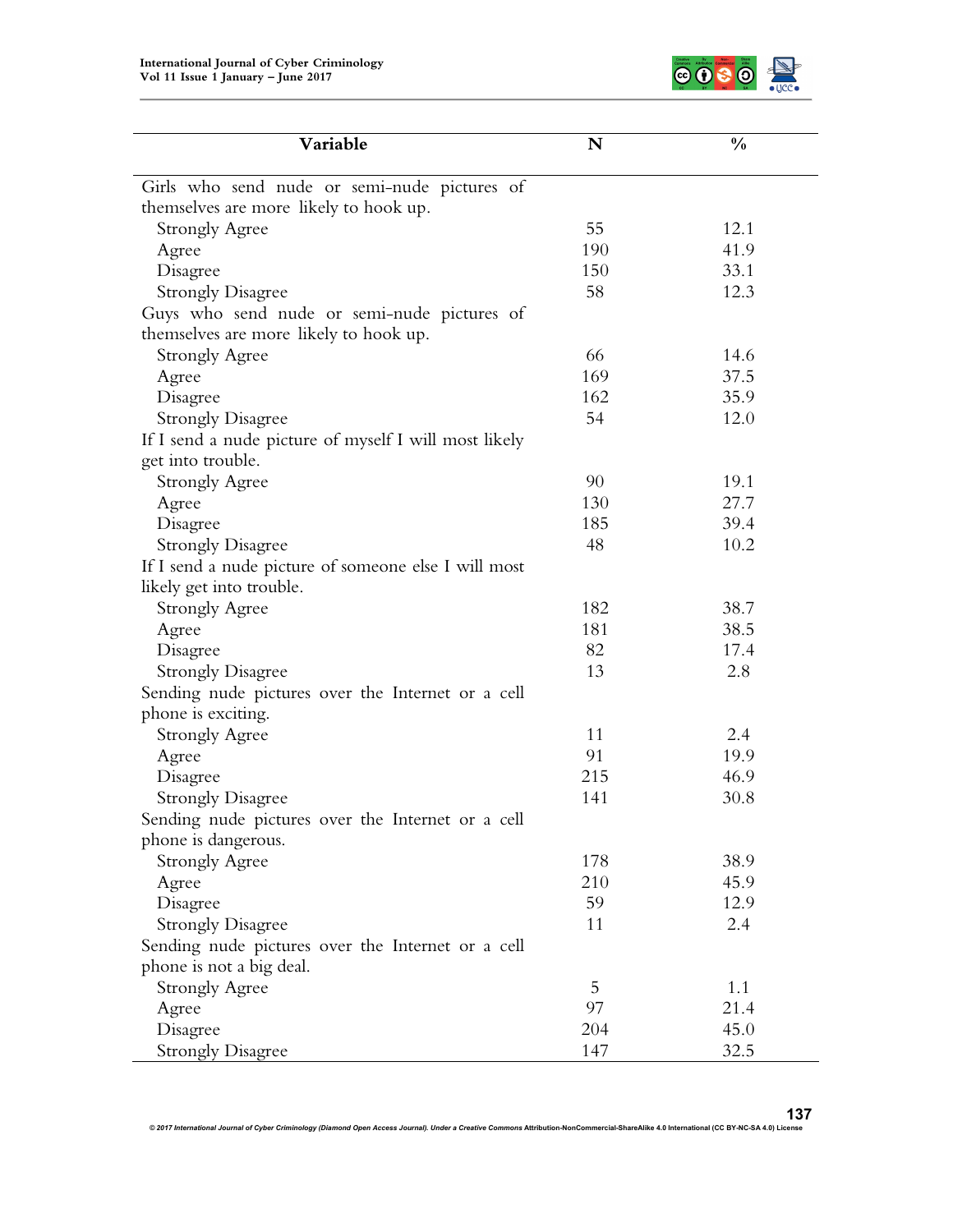| Variable | N | % |
|---|---|---|
| Girls who send nude or semi-nude pictures of themselves are more likely to hook up. | | |
| Strongly Agree | 55 | 12.1 |
| Agree | 190 | 41.9 |
| Disagree | 150 | 33.1 |
| Strongly Disagree | 58 | 12.3 |
| Guys who send nude or semi-nude pictures of themselves are more likely to hook up. | | |
| Strongly Agree | 66 | 14.6 |
| Agree | 169 | 37.5 |
| Disagree | 162 | 35.9 |
| Strongly Disagree | 54 | 12.0 |
| If I send a nude picture of myself I will most likely get into trouble. | | |
| Strongly Agree | 90 | 19.1 |
| Agree | 130 | 27.7 |
| Disagree | 185 | 39.4 |
| Strongly Disagree | 48 | 10.2 |
| If I send a nude picture of someone else I will most likely get into trouble. | | |
| Strongly Agree | 182 | 38.7 |
| Agree | 181 | 38.5 |
| Disagree | 82 | 17.4 |
| Strongly Disagree | 13 | 2.8 |
| Sending nude pictures over the Internet or a cell phone is exciting. | | |
| Strongly Agree | 11 | 2.4 |
| Agree | 91 | 19.9 |
| Disagree | 215 | 46.9 |
| Strongly Disagree | 141 | 30.8 |
| Sending nude pictures over the Internet or a cell phone is dangerous. | | |
| Strongly Agree | 178 | 38.9 |
| Agree | 210 | 45.9 |
| Disagree | 59 | 12.9 |
| Strongly Disagree | 11 | 2.4 |
| Sending nude pictures over the Internet or a cell phone is not a big deal. | | |
| Strongly Agree | 5 | 1.1 |
| Agree | 97 | 21.4 |
| Disagree | 204 | 45.0 |
| Strongly Disagree | 147 | 32.5 |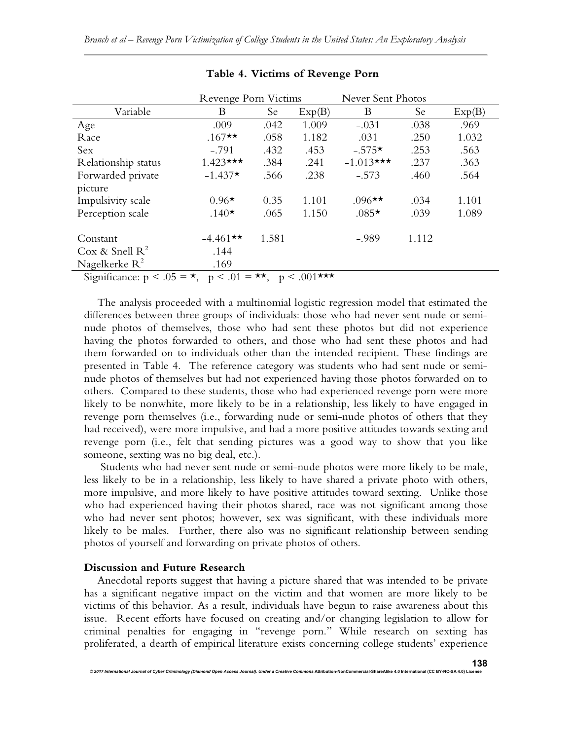**Table 4. Victims of Revenge Porn**

| | Revenge Porn Victims | | | Never Sent Photos | | |
|---|---|---|---|---|---|---|
| Variable | B | Se | Exp(B) | B | Se | Exp(B) |
| Age | .009 | .042 | 1.009 | -.031 | .038 | .969 |
| Race | .167** | .058 | 1.182 | .031 | .250 | 1.032 |
| Sex | -.791 | .432 | .453 | -.575* | .253 | .563 |
| Relationship status | 1.423*** | .384 | .241 | -1.013*** | .237 | .363 |
| Forwarded private picture | -1.437* | .566 | .238 | -.573 | .460 | .564 |
| Impulsivity scale | 0.96* | 0.35 | 1.101 | .096** | .034 | 1.101 |
| Perception scale | .140* | .065 | 1.150 | .085* | .039 | 1.089 |
| Constant | -4.461** | 1.581 | | -.989 | 1.112 | |
| Cox & Snell $R^2$ | .144 | | | | | |
| Nagelkerke $R^2$ | .169 | | | | | |

Significance: $p < .05$ = *, $p < .01$ = **, $p < .001$***

The analysis proceeded with a multinomial logistic regression model that estimated the differences between three groups of individuals: those who had never sent nude or semi-nude photos of themselves, those who had sent these photos but did not experience having the photos forwarded to others, and those who had sent these photos and had them forwarded on to individuals other than the intended recipient. These findings are presented in Table 4. The reference category was students who had sent nude or semi-nude photos of themselves but had not experienced having those photos forwarded on to others. Compared to these students, those who had experienced revenge porn were more likely to be nonwhite, more likely to be in a relationship, less likely to have engaged in revenge porn themselves (i.e., forwarding nude or semi-nude photos of others that they had received), were more impulsive, and had a more positive attitudes towards sexting and revenge porn (i.e., felt that sending pictures was a good way to show that you like someone, sexting was no big deal, etc.).

Students who had never sent nude or semi-nude photos were more likely to be male, less likely to be in a relationship, less likely to have shared a private photo with others, more impulsive, and more likely to have positive attitudes toward sexting. Unlike those who had experienced having their photos shared, race was not significant among those who had never sent photos; however, sex was significant, with these individuals more likely to be males. Further, there also was no significant relationship between sending photos of yourself and forwarding on private photos of others.

### Discussion and Future Research

Anecdotal reports suggest that having a picture shared that was intended to be private has a significant negative impact on the victim and that women are more likely to be victims of this behavior. As a result, individuals have begun to raise awareness about this issue. Recent efforts have focused on creating and/or changing legislation to allow for criminal penalties for engaging in "revenge porn." While research on sexting has proliferated, a dearth of empirical literature exists concerning college students' experience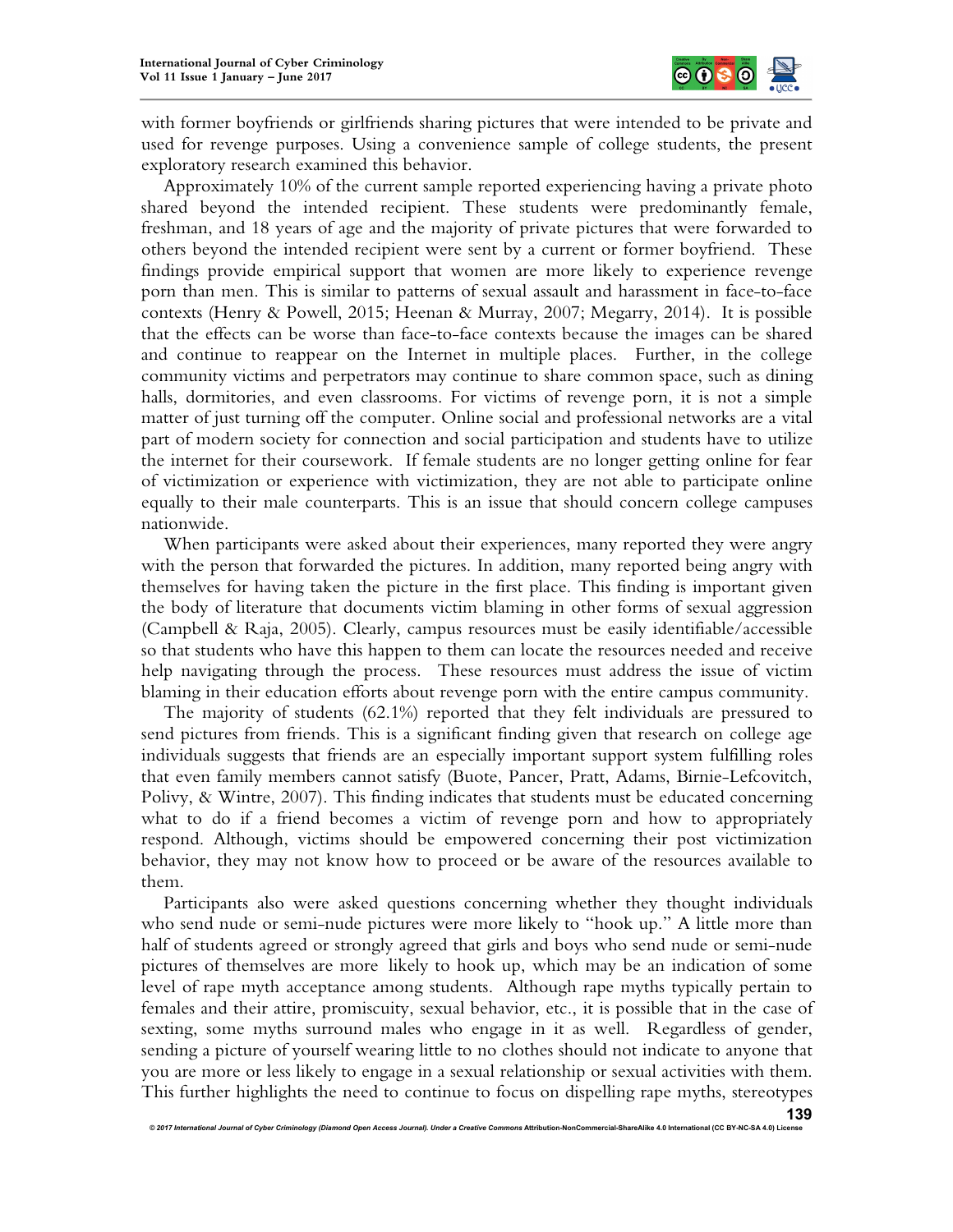with former boyfriends or girlfriends sharing pictures that were intended to be private and used for revenge purposes. Using a convenience sample of college students, the present exploratory research examined this behavior.

Approximately 10% of the current sample reported experiencing having a private photo shared beyond the intended recipient. These students were predominantly female, freshman, and 18 years of age and the majority of private pictures that were forwarded to others beyond the intended recipient were sent by a current or former boyfriend. These findings provide empirical support that women are more likely to experience revenge porn than men. This is similar to patterns of sexual assault and harassment in face-to-face contexts (Henry & Powell, 2015; Heenan & Murray, 2007; Megarry, 2014). It is possible that the effects can be worse than face-to-face contexts because the images can be shared and continue to reappear on the Internet in multiple places. Further, in the college community victims and perpetrators may continue to share common space, such as dining halls, dormitories, and even classrooms. For victims of revenge porn, it is not a simple matter of just turning off the computer. Online social and professional networks are a vital part of modern society for connection and social participation and students have to utilize the internet for their coursework. If female students are no longer getting online for fear of victimization or experience with victimization, they are not able to participate online equally to their male counterparts. This is an issue that should concern college campuses nationwide.

When participants were asked about their experiences, many reported they were angry with the person that forwarded the pictures. In addition, many reported being angry with themselves for having taken the picture in the first place. This finding is important given the body of literature that documents victim blaming in other forms of sexual aggression (Campbell & Raja, 2005). Clearly, campus resources must be easily identifiable/accessible so that students who have this happen to them can locate the resources needed and receive help navigating through the process. These resources must address the issue of victim blaming in their education efforts about revenge porn with the entire campus community.

The majority of students (62.1%) reported that they felt individuals are pressured to send pictures from friends. This is a significant finding given that research on college age individuals suggests that friends are an especially important support system fulfilling roles that even family members cannot satisfy (Buote, Pancer, Pratt, Adams, Birnie-Lefcovitch, Polivy, & Wintre, 2007). This finding indicates that students must be educated concerning what to do if a friend becomes a victim of revenge porn and how to appropriately respond. Although, victims should be empowered concerning their post victimization behavior, they may not know how to proceed or be aware of the resources available to them.

Participants also were asked questions concerning whether they thought individuals who send nude or semi-nude pictures were more likely to "hook up." A little more than half of students agreed or strongly agreed that girls and boys who send nude or semi-nude pictures of themselves are more likely to hook up, which may be an indication of some level of rape myth acceptance among students. Although rape myths typically pertain to females and their attire, promiscuity, sexual behavior, etc., it is possible that in the case of sexting, some myths surround males who engage in it as well. Regardless of gender, sending a picture of yourself wearing little to no clothes should not indicate to anyone that you are more or less likely to engage in a sexual relationship or sexual activities with them. This further highlights the need to continue to focus on dispelling rape myths, stereotypes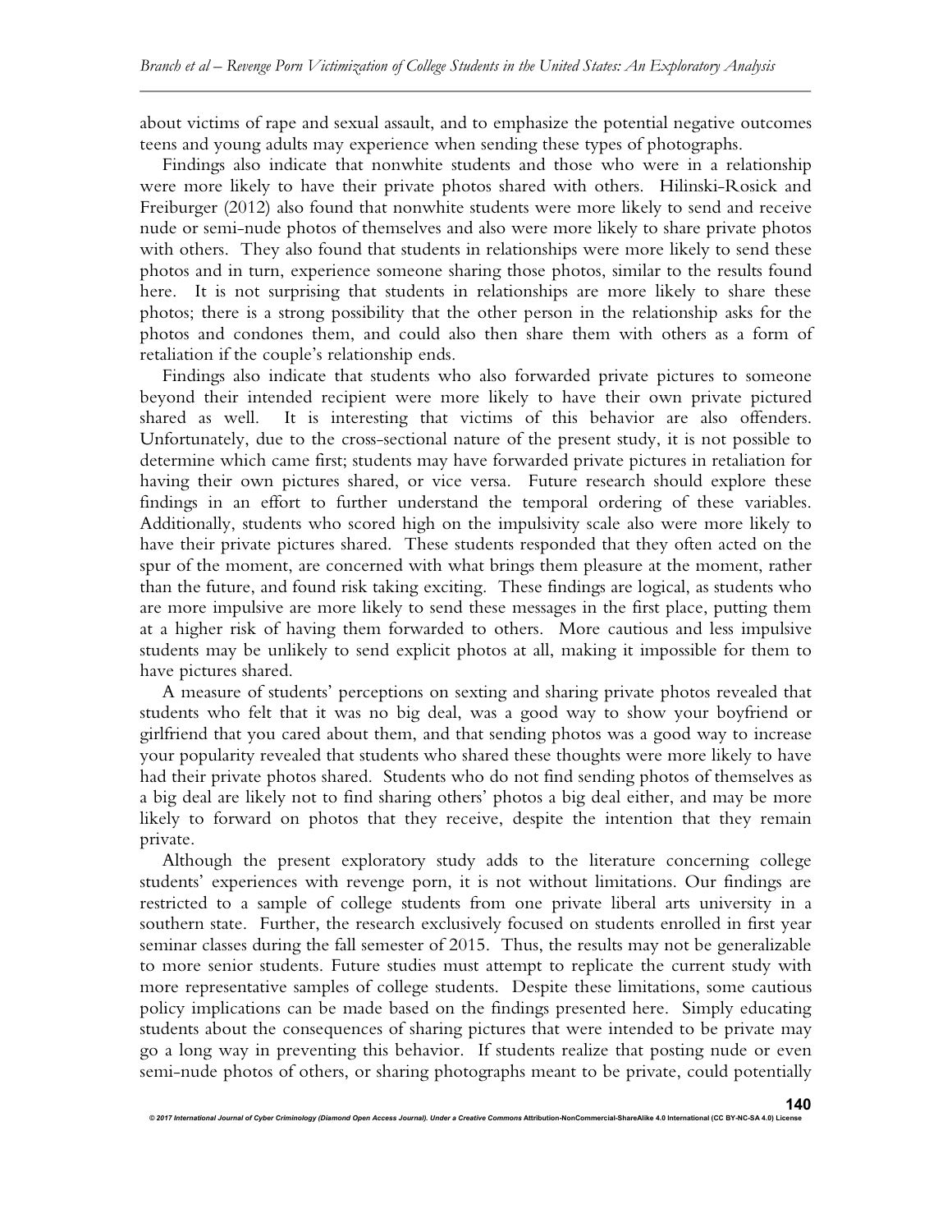about victims of rape and sexual assault, and to emphasize the potential negative outcomes teens and young adults may experience when sending these types of photographs.

Findings also indicate that nonwhite students and those who were in a relationship were more likely to have their private photos shared with others. Hilinski-Rosick and Freiburger (2012) also found that nonwhite students were more likely to send and receive nude or semi-nude photos of themselves and also were more likely to share private photos with others. They also found that students in relationships were more likely to send these photos and in turn, experience someone sharing those photos, similar to the results found here. It is not surprising that students in relationships are more likely to share these photos; there is a strong possibility that the other person in the relationship asks for the photos and condones them, and could also then share them with others as a form of retaliation if the couple's relationship ends.

Findings also indicate that students who also forwarded private pictures to someone beyond their intended recipient were more likely to have their own private pictured shared as well. It is interesting that victims of this behavior are also offenders. Unfortunately, due to the cross-sectional nature of the present study, it is not possible to determine which came first; students may have forwarded private pictures in retaliation for having their own pictures shared, or vice versa. Future research should explore these findings in an effort to further understand the temporal ordering of these variables. Additionally, students who scored high on the impulsivity scale also were more likely to have their private pictures shared. These students responded that they often acted on the spur of the moment, are concerned with what brings them pleasure at the moment, rather than the future, and found risk taking exciting. These findings are logical, as students who are more impulsive are more likely to send these messages in the first place, putting them at a higher risk of having them forwarded to others. More cautious and less impulsive students may be unlikely to send explicit photos at all, making it impossible for them to have pictures shared.

A measure of students' perceptions on sexting and sharing private photos revealed that students who felt that it was no big deal, was a good way to show your boyfriend or girlfriend that you cared about them, and that sending photos was a good way to increase your popularity revealed that students who shared these thoughts were more likely to have had their private photos shared. Students who do not find sending photos of themselves as a big deal are likely not to find sharing others' photos a big deal either, and may be more likely to forward on photos that they receive, despite the intention that they remain private.

Although the present exploratory study adds to the literature concerning college students' experiences with revenge porn, it is not without limitations. Our findings are restricted to a sample of college students from one private liberal arts university in a southern state. Further, the research exclusively focused on students enrolled in first year seminar classes during the fall semester of 2015. Thus, the results may not be generalizable to more senior students. Future studies must attempt to replicate the current study with more representative samples of college students. Despite these limitations, some cautious policy implications can be made based on the findings presented here. Simply educating students about the consequences of sharing pictures that were intended to be private may go a long way in preventing this behavior. If students realize that posting nude or even semi-nude photos of others, or sharing photographs meant to be private, could potentially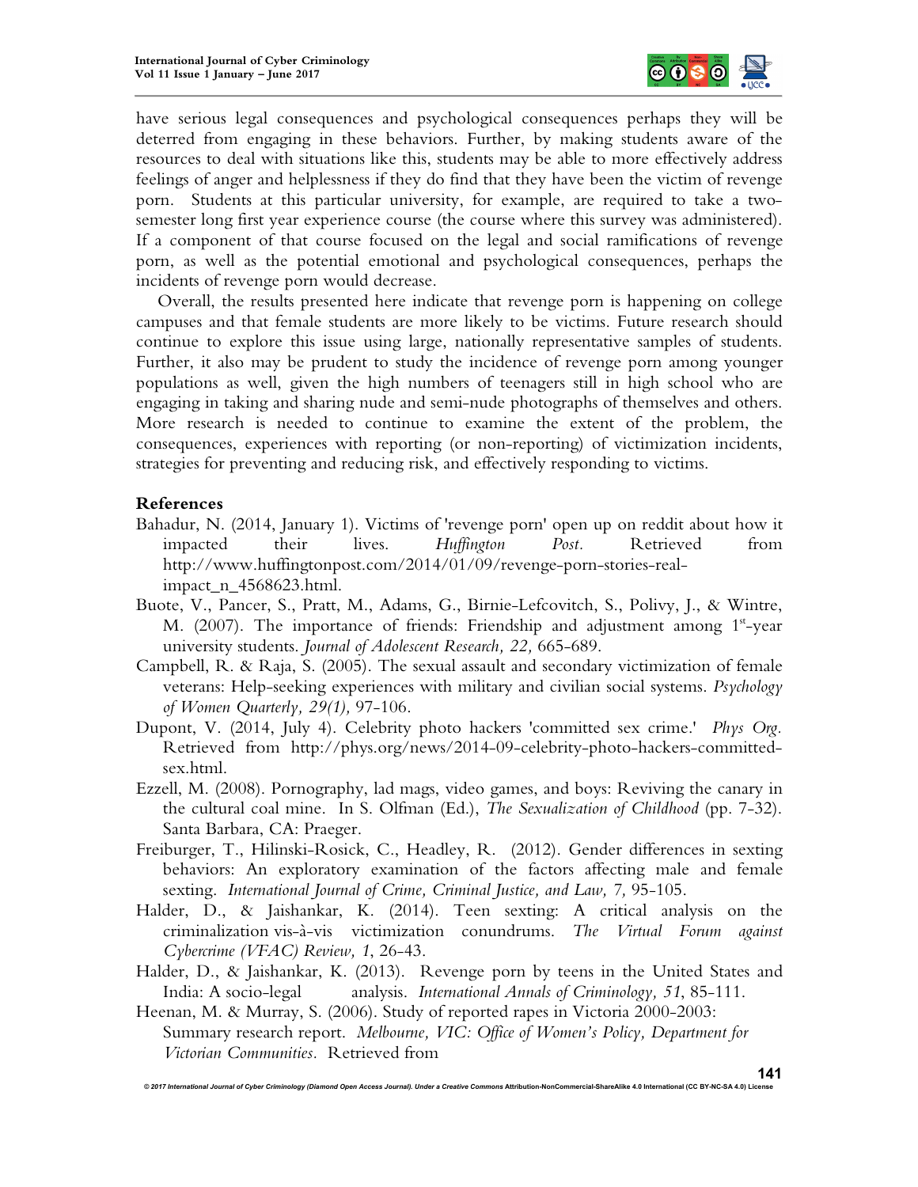have serious legal consequences and psychological consequences perhaps they will be deterred from engaging in these behaviors. Further, by making students aware of the resources to deal with situations like this, students may be able to more effectively address feelings of anger and helplessness if they do find that they have been the victim of revenge porn. Students at this particular university, for example, are required to take a two-semester long first year experience course (the course where this survey was administered). If a component of that course focused on the legal and social ramifications of revenge porn, as well as the potential emotional and psychological consequences, perhaps the incidents of revenge porn would decrease.

Overall, the results presented here indicate that revenge porn is happening on college campuses and that female students are more likely to be victims. Future research should continue to explore this issue using large, nationally representative samples of students. Further, it also may be prudent to study the incidence of revenge porn among younger populations as well, given the high numbers of teenagers still in high school who are engaging in taking and sharing nude and semi-nude photographs of themselves and others. More research is needed to continue to examine the extent of the problem, the consequences, experiences with reporting (or non-reporting) of victimization incidents, strategies for preventing and reducing risk, and effectively responding to victims.

## References

Bahadur, N. (2014, January 1). Victims of 'revenge porn' open up on reddit about how it impacted their lives. *Huffington Post.* Retrieved from http://www.huffingtonpost.com/2014/01/09/revenge-porn-stories-real-impact_n_4568623.html.

Buote, V., Pancer, S., Pratt, M., Adams, G., Birnie-Lefcovitch, S., Polivy, J., & Wintre, M. (2007). The importance of friends: Friendship and adjustment among 1st-year university students. *Journal of Adolescent Research, 22,* 665-689.

Campbell, R. & Raja, S. (2005). The sexual assault and secondary victimization of female veterans: Help-seeking experiences with military and civilian social systems. *Psychology of Women Quarterly, 29(1),* 97-106.

Dupont, V. (2014, July 4). Celebrity photo hackers 'committed sex crime.' *Phys Org.* Retrieved from http://phys.org/news/2014-09-celebrity-photo-hackers-committed-sex.html.

Ezzell, M. (2008). Pornography, lad mags, video games, and boys: Reviving the canary in the cultural coal mine. In S. Olfman (Ed.), *The Sexualization of Childhood* (pp. 7-32). Santa Barbara, CA: Praeger.

Freiburger, T., Hilinski-Rosick, C., Headley, R. (2012). Gender differences in sexting behaviors: An exploratory examination of the factors affecting male and female sexting. *International Journal of Crime, Criminal Justice, and Law,* 7, 95-105.

Halder, D., & Jaishankar, K. (2014). Teen sexting: A critical analysis on the criminalization vis-à-vis victimization conundrums. *The Virtual Forum against Cybercrime (VFAC) Review, 1*, 26-43.

Halder, D., & Jaishankar, K. (2013). Revenge porn by teens in the United States and India: A socio-legal analysis. *International Annals of Criminology, 51*, 85-111.

Heenan, M. & Murray, S. (2006). Study of reported rapes in Victoria 2000-2003: Summary research report. *Melbourne, VIC: Office of Women's Policy, Department for Victorian Communities.* Retrieved from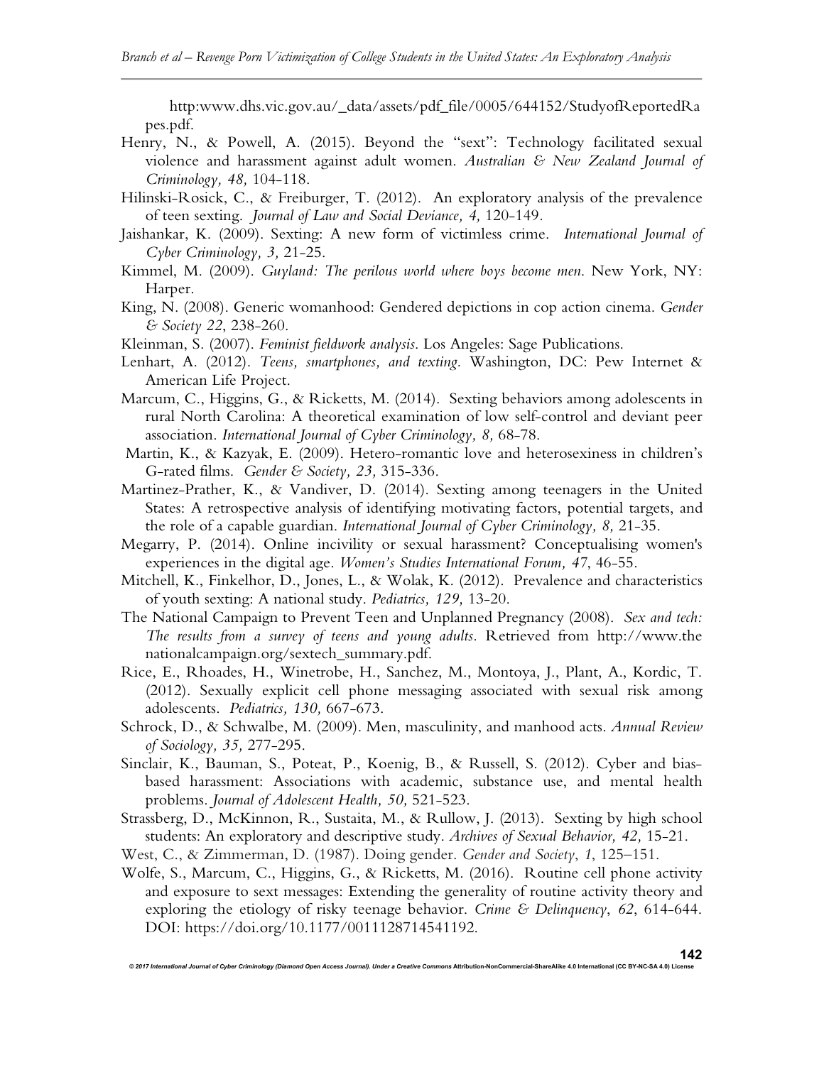http:www.dhs.vic.gov.au/_data/assets/pdf_file/0005/644152/StudyofReportedRapes.pdf.

Henry, N., & Powell, A. (2015). Beyond the "sext": Technology facilitated sexual violence and harassment against adult women. *Australian & New Zealand Journal of Criminology, 48,* 104-118.

Hilinski-Rosick, C., & Freiburger, T. (2012). An exploratory analysis of the prevalence of teen sexting. *Journal of Law and Social Deviance, 4,* 120-149.

Jaishankar, K. (2009). Sexting: A new form of victimless crime. *International Journal of Cyber Criminology, 3,* 21-25.

Kimmel, M. (2009). *Guyland: The perilous world where boys become men.* New York, NY: Harper.

King, N. (2008). Generic womanhood: Gendered depictions in cop action cinema. *Gender & Society 22*, 238-260.

Kleinman, S. (2007). *Feminist fieldwork analysis.* Los Angeles: Sage Publications.

Lenhart, A. (2012). *Teens, smartphones, and texting.* Washington, DC: Pew Internet & American Life Project.

Marcum, C., Higgins, G., & Ricketts, M. (2014). Sexting behaviors among adolescents in rural North Carolina: A theoretical examination of low self-control and deviant peer association. *International Journal of Cyber Criminology, 8,* 68-78.

Martin, K., & Kazyak, E. (2009). Hetero-romantic love and heterosexiness in children's G-rated films. *Gender & Society, 23,* 315-336.

Martinez-Prather, K., & Vandiver, D. (2014). Sexting among teenagers in the United States: A retrospective analysis of identifying motivating factors, potential targets, and the role of a capable guardian. *International Journal of Cyber Criminology, 8,* 21-35.

Megarry, P. (2014). Online incivility or sexual harassment? Conceptualising women's experiences in the digital age. *Women's Studies International Forum, 47*, 46-55.

Mitchell, K., Finkelhor, D., Jones, L., & Wolak, K. (2012). Prevalence and characteristics of youth sexting: A national study. *Pediatrics, 129,* 13-20.

The National Campaign to Prevent Teen and Unplanned Pregnancy (2008). *Sex and tech: The results from a survey of teens and young adults.* Retrieved from http://www.thenationalcampaign.org/sextech_summary.pdf.

Rice, E., Rhoades, H., Winetrobe, H., Sanchez, M., Montoya, J., Plant, A., Kordic, T. (2012). Sexually explicit cell phone messaging associated with sexual risk among adolescents. *Pediatrics, 130,* 667-673.

Schrock, D., & Schwalbe, M. (2009). Men, masculinity, and manhood acts. *Annual Review of Sociology, 35,* 277-295.

Sinclair, K., Bauman, S., Poteat, P., Koenig, B., & Russell, S. (2012). Cyber and bias-based harassment: Associations with academic, substance use, and mental health problems. *Journal of Adolescent Health, 50,* 521-523.

Strassberg, D., McKinnon, R., Sustaita, M., & Rullow, J. (2013). Sexting by high school students: An exploratory and descriptive study. *Archives of Sexual Behavior, 42,* 15-21.

West, C., & Zimmerman, D. (1987). Doing gender. *Gender and Society*, *1*, 125–151.

Wolfe, S., Marcum, C., Higgins, G., & Ricketts, M. (2016). Routine cell phone activity and exposure to sext messages: Extending the generality of routine activity theory and exploring the etiology of risky teenage behavior. *Crime & Delinquency*, *62*, 614-644. DOI: https://doi.org/10.1177/0011128714541192.